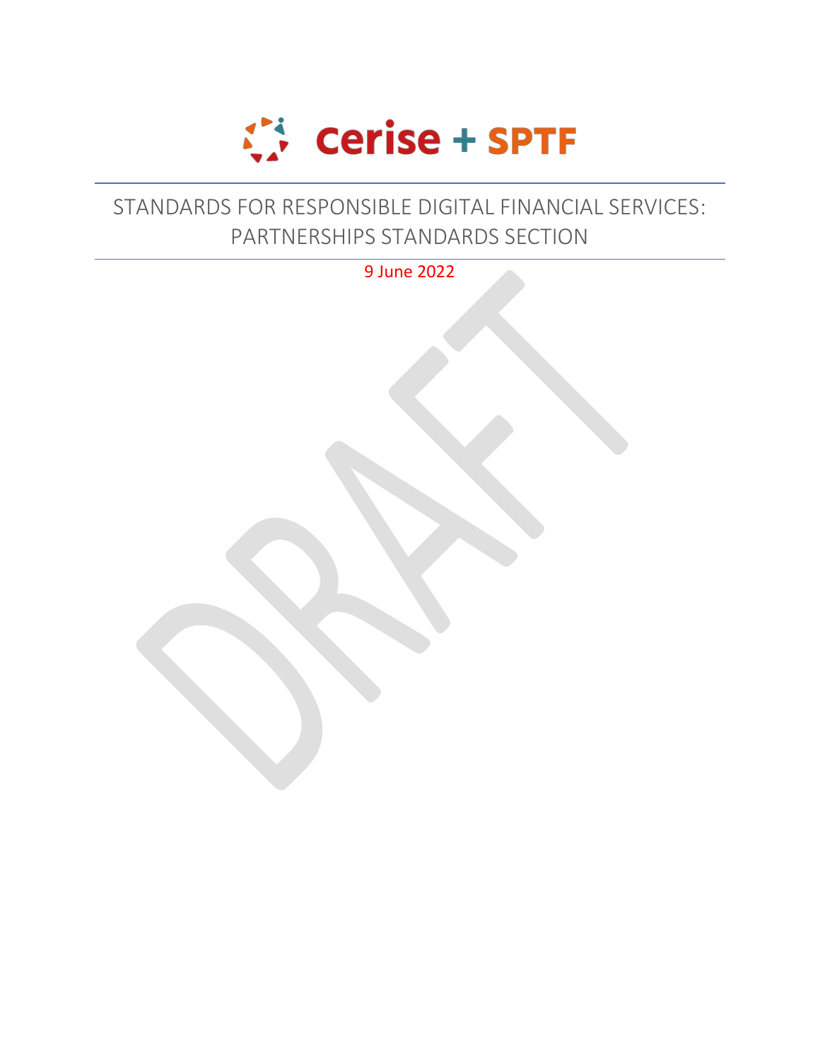# STANDARDS FOR RESPONSIBLE DIGITAL FINANCIAL SERVICES: PARTNERSHIPS STANDARDS SECTION

9 June 2022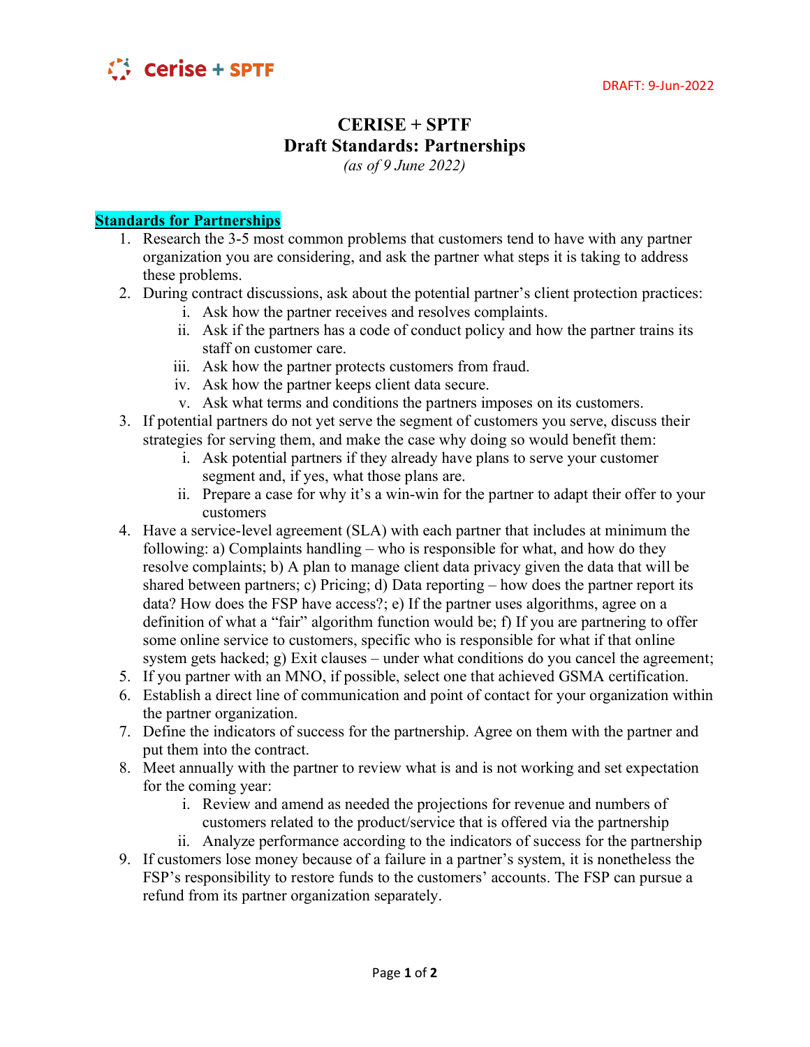DRAFT: 9-Jun-2022

# CERISE + SPTF
# Draft Standards: Partnerships
*(as of 9 June 2022)*

## Standards for Partnerships

1. Research the 3-5 most common problems that customers tend to have with any partner organization you are considering, and ask the partner what steps it is taking to address these problems.
2. During contract discussions, ask about the potential partner's client protection practices:
   i. Ask how the partner receives and resolves complaints.
   ii. Ask if the partners has a code of conduct policy and how the partner trains its staff on customer care.
   iii. Ask how the partner protects customers from fraud.
   iv. Ask how the partner keeps client data secure.
   v. Ask what terms and conditions the partners imposes on its customers.
3. If potential partners do not yet serve the segment of customers you serve, discuss their strategies for serving them, and make the case why doing so would benefit them:
   i. Ask potential partners if they already have plans to serve your customer segment and, if yes, what those plans are.
   ii. Prepare a case for why it's a win-win for the partner to adapt their offer to your customers
4. Have a service-level agreement (SLA) with each partner that includes at minimum the following: a) Complaints handling – who is responsible for what, and how do they resolve complaints; b) A plan to manage client data privacy given the data that will be shared between partners; c) Pricing; d) Data reporting – how does the partner report its data? How does the FSP have access?; e) If the partner uses algorithms, agree on a definition of what a "fair" algorithm function would be; f) If you are partnering to offer some online service to customers, specific who is responsible for what if that online system gets hacked; g) Exit clauses – under what conditions do you cancel the agreement;
5. If you partner with an MNO, if possible, select one that achieved GSMA certification.
6. Establish a direct line of communication and point of contact for your organization within the partner organization.
7. Define the indicators of success for the partnership. Agree on them with the partner and put them into the contract.
8. Meet annually with the partner to review what is and is not working and set expectation for the coming year:
   i. Review and amend as needed the projections for revenue and numbers of customers related to the product/service that is offered via the partnership
   ii. Analyze performance according to the indicators of success for the partnership
9. If customers lose money because of a failure in a partner's system, it is nonetheless the FSP's responsibility to restore funds to the customers' accounts. The FSP can pursue a refund from its partner organization separately.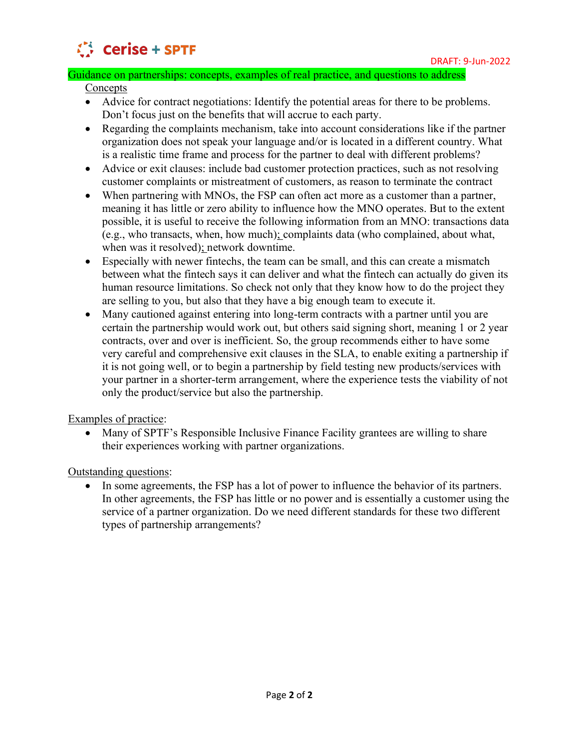## Guidance on partnerships: concepts, examples of real practice, and questions to address

Concepts

- Advice for contract negotiations: Identify the potential areas for there to be problems. Don't focus just on the benefits that will accrue to each party.
- Regarding the complaints mechanism, take into account considerations like if the partner organization does not speak your language and/or is located in a different country. What is a realistic time frame and process for the partner to deal with different problems?
- Advice or exit clauses: include bad customer protection practices, such as not resolving customer complaints or mistreatment of customers, as reason to terminate the contract
- When partnering with MNOs, the FSP can often act more as a customer than a partner, meaning it has little or zero ability to influence how the MNO operates. But to the extent possible, it is useful to receive the following information from an MNO: transactions data (e.g., who transacts, when, how much); complaints data (who complained, about what, when was it resolved); network downtime.
- Especially with newer fintechs, the team can be small, and this can create a mismatch between what the fintech says it can deliver and what the fintech can actually do given its human resource limitations. So check not only that they know how to do the project they are selling to you, but also that they have a big enough team to execute it.
- Many cautioned against entering into long-term contracts with a partner until you are certain the partnership would work out, but others said signing short, meaning 1 or 2 year contracts, over and over is inefficient. So, the group recommends either to have some very careful and comprehensive exit clauses in the SLA, to enable exiting a partnership if it is not going well, or to begin a partnership by field testing new products/services with your partner in a shorter-term arrangement, where the experience tests the viability of not only the product/service but also the partnership.

Examples of practice:

- Many of SPTF's Responsible Inclusive Finance Facility grantees are willing to share their experiences working with partner organizations.

Outstanding questions:

- In some agreements, the FSP has a lot of power to influence the behavior of its partners. In other agreements, the FSP has little or no power and is essentially a customer using the service of a partner organization. Do we need different standards for these two different types of partnership arrangements?